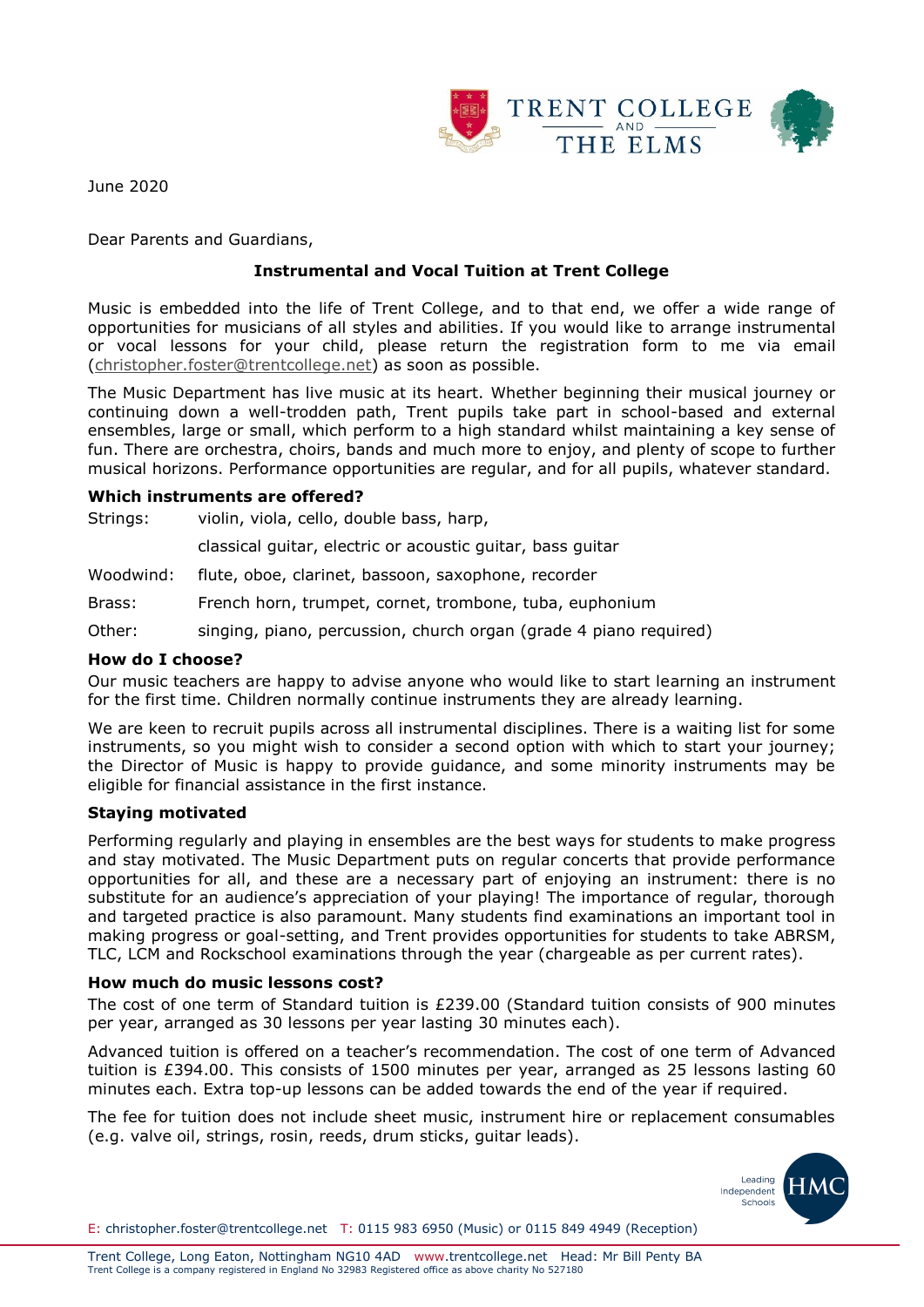June 2020

Dear Parents and Guardians,

## Instrumental and Vocal Tuition at Trent College

Music is embedded into the life of Trent College, and to that end, we offer a wide range of opportunities for musicians of all styles and abilities. If you would like to arrange instrumental or vocal lessons for your child, please return the registration form to me via email (christopher.foster@trentcollege.net) as soon as possible.

The Music Department has live music at its heart. Whether beginning their musical journey or continuing down a well-trodden path, Trent pupils take part in school-based and external ensembles, large or small, which perform to a high standard whilst maintaining a key sense of fun. There are orchestra, choirs, bands and much more to enjoy, and plenty of scope to further musical horizons. Performance opportunities are regular, and for all pupils, whatever standard.

### Which instruments are offered?

| | |
|---|---|
| Strings: | violin, viola, cello, double bass, harp, |
| | classical guitar, electric or acoustic guitar, bass guitar |
| Woodwind: | flute, oboe, clarinet, bassoon, saxophone, recorder |
| Brass: | French horn, trumpet, cornet, trombone, tuba, euphonium |
| Other: | singing, piano, percussion, church organ (grade 4 piano required) |

### How do I choose?

Our music teachers are happy to advise anyone who would like to start learning an instrument for the first time. Children normally continue instruments they are already learning.

We are keen to recruit pupils across all instrumental disciplines. There is a waiting list for some instruments, so you might wish to consider a second option with which to start your journey; the Director of Music is happy to provide guidance, and some minority instruments may be eligible for financial assistance in the first instance.

### Staying motivated

Performing regularly and playing in ensembles are the best ways for students to make progress and stay motivated. The Music Department puts on regular concerts that provide performance opportunities for all, and these are a necessary part of enjoying an instrument: there is no substitute for an audience's appreciation of your playing! The importance of regular, thorough and targeted practice is also paramount. Many students find examinations an important tool in making progress or goal-setting, and Trent provides opportunities for students to take ABRSM, TLC, LCM and Rockschool examinations through the year (chargeable as per current rates).

### How much do music lessons cost?

The cost of one term of Standard tuition is £239.00 (Standard tuition consists of 900 minutes per year, arranged as 30 lessons per year lasting 30 minutes each).

Advanced tuition is offered on a teacher's recommendation. The cost of one term of Advanced tuition is £394.00. This consists of 1500 minutes per year, arranged as 25 lessons lasting 60 minutes each. Extra top-up lessons can be added towards the end of the year if required.

The fee for tuition does not include sheet music, instrument hire or replacement consumables (e.g. valve oil, strings, rosin, reeds, drum sticks, guitar leads).

E: christopher.foster@trentcollege.net T: 0115 983 6950 (Music) or 0115 849 4949 (Reception)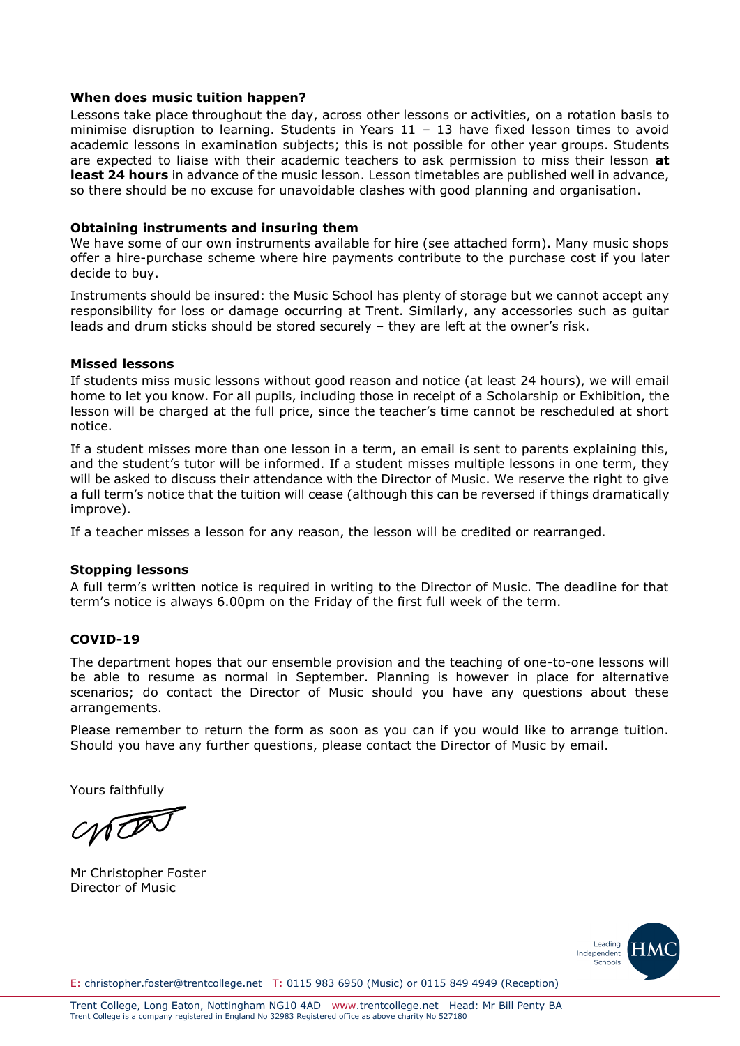**When does music tuition happen?**

Lessons take place throughout the day, across other lessons or activities, on a rotation basis to minimise disruption to learning. Students in Years 11 – 13 have fixed lesson times to avoid academic lessons in examination subjects; this is not possible for other year groups. Students are expected to liaise with their academic teachers to ask permission to miss their lesson **at least 24 hours** in advance of the music lesson. Lesson timetables are published well in advance, so there should be no excuse for unavoidable clashes with good planning and organisation.

**Obtaining instruments and insuring them**

We have some of our own instruments available for hire (see attached form). Many music shops offer a hire-purchase scheme where hire payments contribute to the purchase cost if you later decide to buy.

Instruments should be insured: the Music School has plenty of storage but we cannot accept any responsibility for loss or damage occurring at Trent. Similarly, any accessories such as guitar leads and drum sticks should be stored securely – they are left at the owner's risk.

**Missed lessons**

If students miss music lessons without good reason and notice (at least 24 hours), we will email home to let you know. For all pupils, including those in receipt of a Scholarship or Exhibition, the lesson will be charged at the full price, since the teacher's time cannot be rescheduled at short notice.

If a student misses more than one lesson in a term, an email is sent to parents explaining this, and the student's tutor will be informed. If a student misses multiple lessons in one term, they will be asked to discuss their attendance with the Director of Music. We reserve the right to give a full term's notice that the tuition will cease (although this can be reversed if things dramatically improve).

If a teacher misses a lesson for any reason, the lesson will be credited or rearranged.

**Stopping lessons**

A full term's written notice is required in writing to the Director of Music. The deadline for that term's notice is always 6.00pm on the Friday of the first full week of the term.

**COVID-19**

The department hopes that our ensemble provision and the teaching of one-to-one lessons will be able to resume as normal in September. Planning is however in place for alternative scenarios; do contact the Director of Music should you have any questions about these arrangements.

Please remember to return the form as soon as you can if you would like to arrange tuition. Should you have any further questions, please contact the Director of Music by email.

Yours faithfully

Mr Christopher Foster
Director of Music

E: christopher.foster@trentcollege.net T: 0115 983 6950 (Music) or 0115 849 4949 (Reception)

Trent College, Long Eaton, Nottingham NG10 4AD www.trentcollege.net Head: Mr Bill Penty BA
Trent College is a company registered in England No 32983 Registered office as above charity No 527180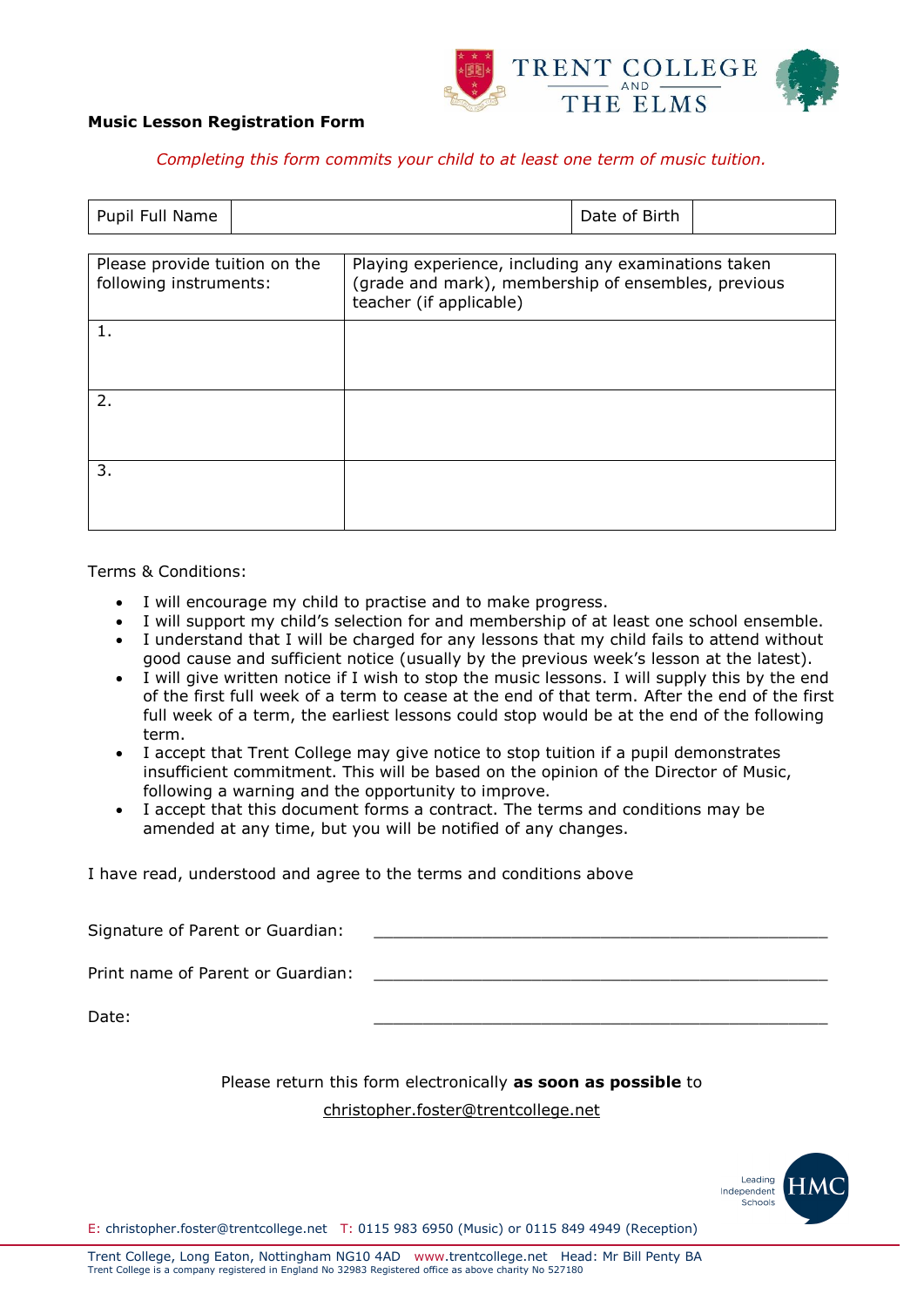TRENT COLLEGE AND THE ELMS

## Music Lesson Registration Form

*Completing this form commits your child to at least one term of music tuition.*

| Pupil Full Name | | Date of Birth | |
|---|---|---|---|

| Please provide tuition on the following instruments: | Playing experience, including any examinations taken (grade and mark), membership of ensembles, previous teacher (if applicable) |
|---|---|
| 1. | |
| 2. | |
| 3. | |

Terms & Conditions:

- I will encourage my child to practise and to make progress.
- I will support my child's selection for and membership of at least one school ensemble.
- I understand that I will be charged for any lessons that my child fails to attend without good cause and sufficient notice (usually by the previous week's lesson at the latest).
- I will give written notice if I wish to stop the music lessons. I will supply this by the end of the first full week of a term to cease at the end of that term. After the end of the first full week of a term, the earliest lessons could stop would be at the end of the following term.
- I accept that Trent College may give notice to stop tuition if a pupil demonstrates insufficient commitment. This will be based on the opinion of the Director of Music, following a warning and the opportunity to improve.
- I accept that this document forms a contract. The terms and conditions may be amended at any time, but you will be notified of any changes.

I have read, understood and agree to the terms and conditions above

Signature of Parent or Guardian: ________________________________________________

Print name of Parent or Guardian: ________________________________________________

Date: ________________________________________________

Please return this form electronically **as soon as possible** to

christopher.foster@trentcollege.net

Leading Independent Schools HMC

E: christopher.foster@trentcollege.net T: 0115 983 6950 (Music) or 0115 849 4949 (Reception)

Trent College, Long Eaton, Nottingham NG10 4AD www.trentcollege.net Head: Mr Bill Penty BA
Trent College is a company registered in England No 32983 Registered office as above charity No 527180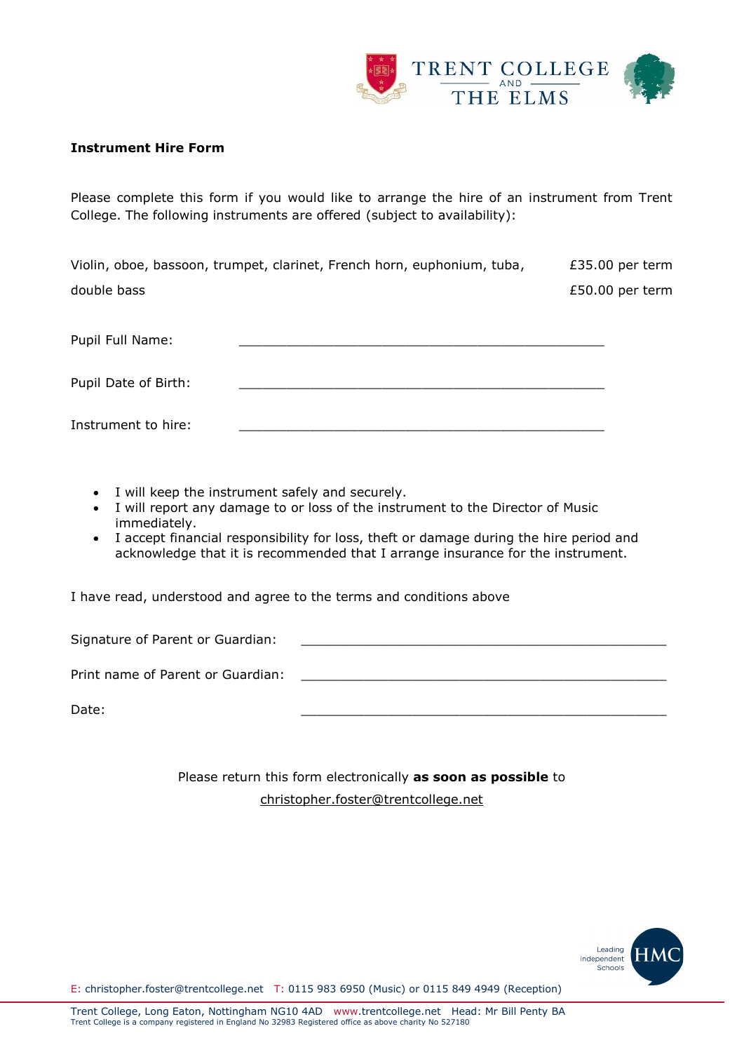**Instrument Hire Form**

Please complete this form if you would like to arrange the hire of an instrument from Trent College. The following instruments are offered (subject to availability):

| | |
|---|---|
| Violin, oboe, bassoon, trumpet, clarinet, French horn, euphonium, tuba, | £35.00 per term |
| double bass | £50.00 per term |

Pupil Full Name: _______________________________________________

Pupil Date of Birth: _______________________________________________

Instrument to hire: _______________________________________________

- I will keep the instrument safely and securely.
- I will report any damage to or loss of the instrument to the Director of Music immediately.
- I accept financial responsibility for loss, theft or damage during the hire period and acknowledge that it is recommended that I arrange insurance for the instrument.

I have read, understood and agree to the terms and conditions above

Signature of Parent or Guardian: _______________________________________________

Print name of Parent or Guardian: _______________________________________________

Date: _______________________________________________

Please return this form electronically **as soon as possible** to christopher.foster@trentcollege.net

E: christopher.foster@trentcollege.net T: 0115 983 6950 (Music) or 0115 849 4949 (Reception)

Trent College, Long Eaton, Nottingham NG10 4AD www.trentcollege.net Head: Mr Bill Penty BA
Trent College is a company registered in England No 32983 Registered office as above charity No 527180